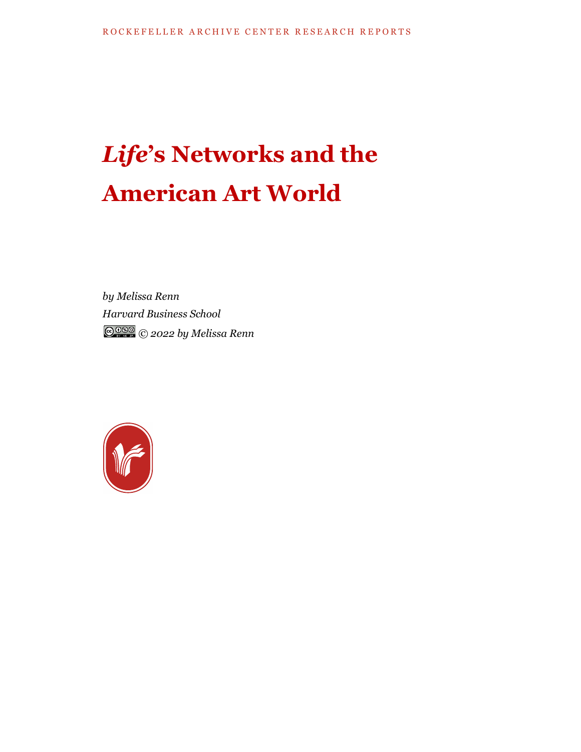ROCKEFELLER ARCHIVE CENTER RESEARCH REPORTS

# *Life*'s Networks and the American Art World

*by Melissa Renn*

*Harvard Business School*

*© 2022 by Melissa Renn*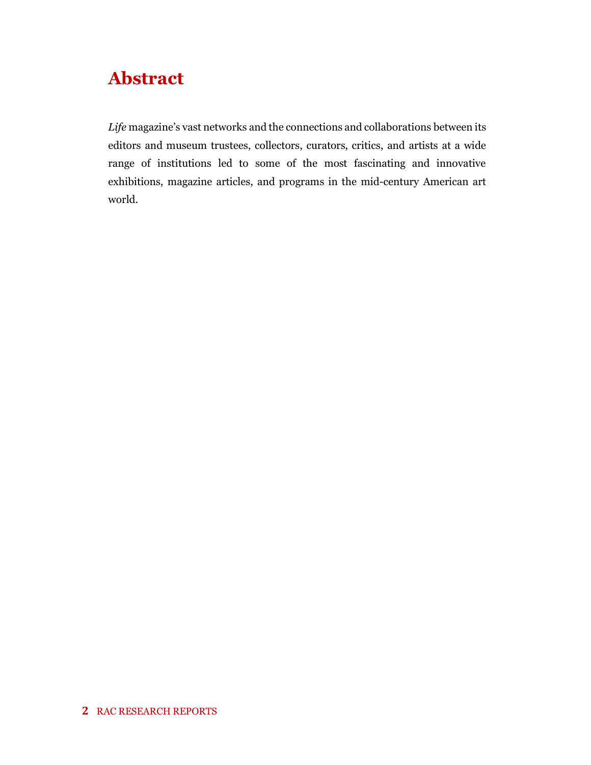# Abstract

*Life* magazine's vast networks and the connections and collaborations between its editors and museum trustees, collectors, curators, critics, and artists at a wide range of institutions led to some of the most fascinating and innovative exhibitions, magazine articles, and programs in the mid-century American art world.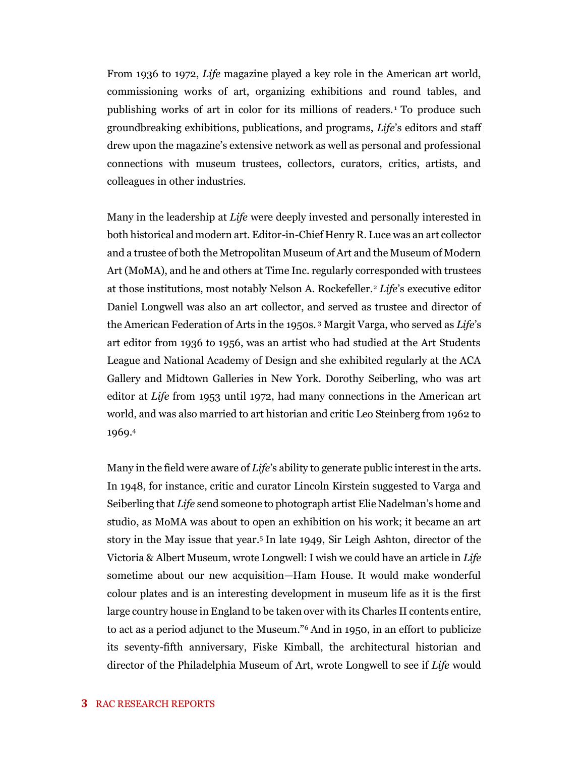From 1936 to 1972, *Life* magazine played a key role in the American art world, commissioning works of art, organizing exhibitions and round tables, and publishing works of art in color for its millions of readers.[1] To produce such groundbreaking exhibitions, publications, and programs, *Life*'s editors and staff drew upon the magazine's extensive network as well as personal and professional connections with museum trustees, collectors, curators, critics, artists, and colleagues in other industries.

Many in the leadership at *Life* were deeply invested and personally interested in both historical and modern art. Editor-in-Chief Henry R. Luce was an art collector and a trustee of both the Metropolitan Museum of Art and the Museum of Modern Art (MoMA), and he and others at Time Inc. regularly corresponded with trustees at those institutions, most notably Nelson A. Rockefeller.[2] *Life*'s executive editor Daniel Longwell was also an art collector, and served as trustee and director of the American Federation of Arts in the 1950s.[3] Margit Varga, who served as *Life*'s art editor from 1936 to 1956, was an artist who had studied at the Art Students League and National Academy of Design and she exhibited regularly at the ACA Gallery and Midtown Galleries in New York. Dorothy Seiberling, who was art editor at *Life* from 1953 until 1972, had many connections in the American art world, and was also married to art historian and critic Leo Steinberg from 1962 to 1969.[4]

Many in the field were aware of *Life*'s ability to generate public interest in the arts. In 1948, for instance, critic and curator Lincoln Kirstein suggested to Varga and Seiberling that *Life* send someone to photograph artist Elie Nadelman's home and studio, as MoMA was about to open an exhibition on his work; it became an art story in the May issue that year.[5] In late 1949, Sir Leigh Ashton, director of the Victoria & Albert Museum, wrote Longwell: I wish we could have an article in *Life* sometime about our new acquisition—Ham House. It would make wonderful colour plates and is an interesting development in museum life as it is the first large country house in England to be taken over with its Charles II contents entire, to act as a period adjunct to the Museum."[6] And in 1950, in an effort to publicize its seventy-fifth anniversary, Fiske Kimball, the architectural historian and director of the Philadelphia Museum of Art, wrote Longwell to see if *Life* would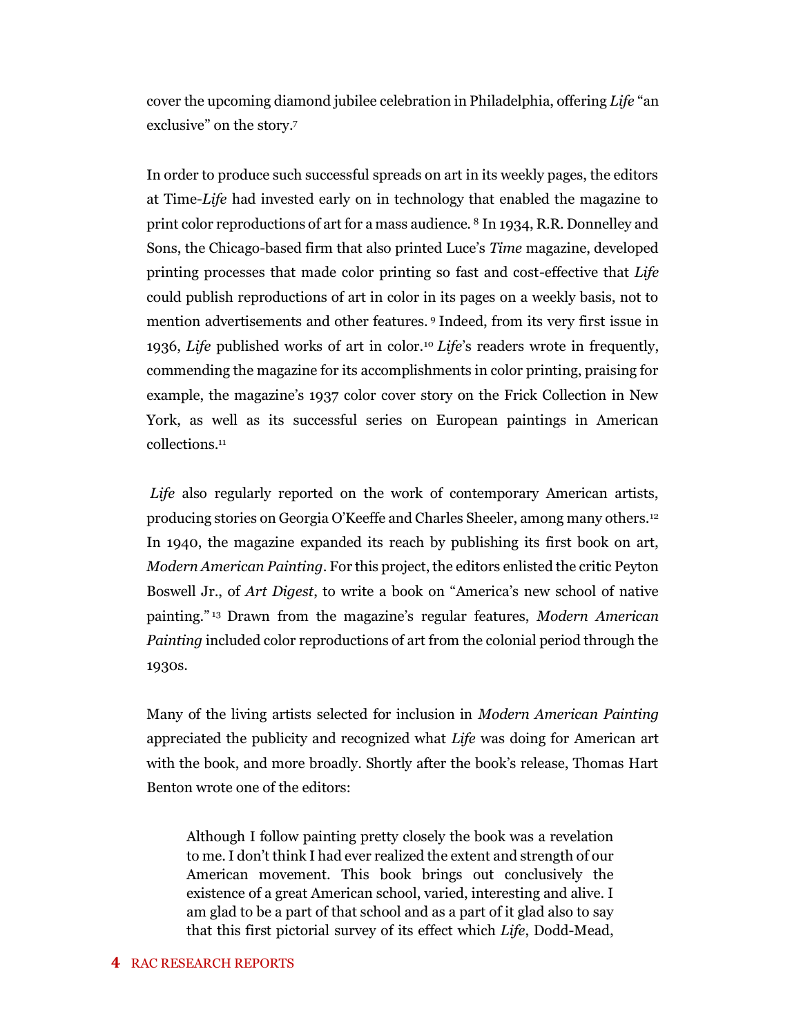cover the upcoming diamond jubilee celebration in Philadelphia, offering *Life* "an exclusive" on the story.[7]

In order to produce such successful spreads on art in its weekly pages, the editors at Time-*Life* had invested early on in technology that enabled the magazine to print color reproductions of art for a mass audience.[8] In 1934, R.R. Donnelley and Sons, the Chicago-based firm that also printed Luce's *Time* magazine, developed printing processes that made color printing so fast and cost-effective that *Life* could publish reproductions of art in color in its pages on a weekly basis, not to mention advertisements and other features.[9] Indeed, from its very first issue in 1936, *Life* published works of art in color.[10] *Life*'s readers wrote in frequently, commending the magazine for its accomplishments in color printing, praising for example, the magazine's 1937 color cover story on the Frick Collection in New York, as well as its successful series on European paintings in American collections.[11]

*Life* also regularly reported on the work of contemporary American artists, producing stories on Georgia O'Keeffe and Charles Sheeler, among many others.[12] In 1940, the magazine expanded its reach by publishing its first book on art, *Modern American Painting*. For this project, the editors enlisted the critic Peyton Boswell Jr., of *Art Digest*, to write a book on "America's new school of native painting."[13] Drawn from the magazine's regular features, *Modern American Painting* included color reproductions of art from the colonial period through the 1930s.

Many of the living artists selected for inclusion in *Modern American Painting* appreciated the publicity and recognized what *Life* was doing for American art with the book, and more broadly. Shortly after the book's release, Thomas Hart Benton wrote one of the editors:

> Although I follow painting pretty closely the book was a revelation to me. I don't think I had ever realized the extent and strength of our American movement. This book brings out conclusively the existence of a great American school, varied, interesting and alive. I am glad to be a part of that school and as a part of it glad also to say that this first pictorial survey of its effect which *Life*, Dodd-Mead,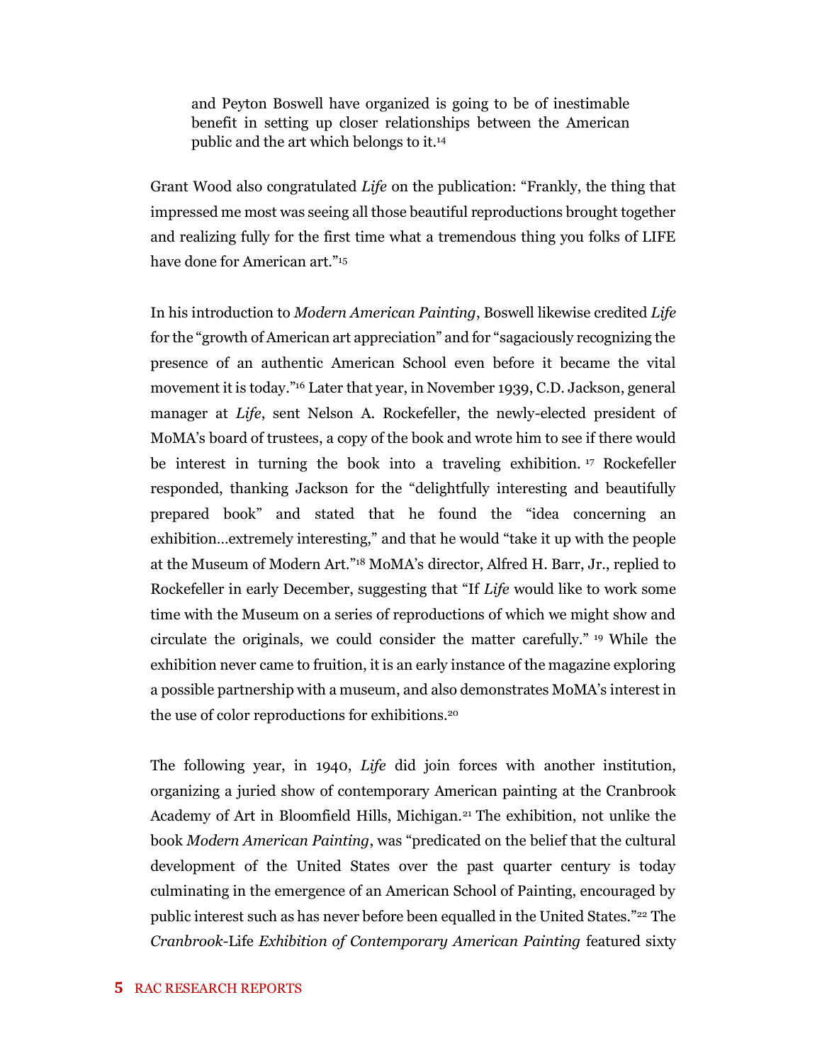and Peyton Boswell have organized is going to be of inestimable benefit in setting up closer relationships between the American public and the art which belongs to it.[14]

Grant Wood also congratulated *Life* on the publication: "Frankly, the thing that impressed me most was seeing all those beautiful reproductions brought together and realizing fully for the first time what a tremendous thing you folks of LIFE have done for American art."[15]

In his introduction to *Modern American Painting*, Boswell likewise credited *Life* for the "growth of American art appreciation" and for "sagaciously recognizing the presence of an authentic American School even before it became the vital movement it is today."[16] Later that year, in November 1939, C.D. Jackson, general manager at *Life*, sent Nelson A. Rockefeller, the newly-elected president of MoMA's board of trustees, a copy of the book and wrote him to see if there would be interest in turning the book into a traveling exhibition.[17] Rockefeller responded, thanking Jackson for the "delightfully interesting and beautifully prepared book" and stated that he found the "idea concerning an exhibition…extremely interesting," and that he would "take it up with the people at the Museum of Modern Art."[18] MoMA's director, Alfred H. Barr, Jr., replied to Rockefeller in early December, suggesting that "If *Life* would like to work some time with the Museum on a series of reproductions of which we might show and circulate the originals, we could consider the matter carefully."[19] While the exhibition never came to fruition, it is an early instance of the magazine exploring a possible partnership with a museum, and also demonstrates MoMA's interest in the use of color reproductions for exhibitions.[20]

The following year, in 1940, *Life* did join forces with another institution, organizing a juried show of contemporary American painting at the Cranbrook Academy of Art in Bloomfield Hills, Michigan.[21] The exhibition, not unlike the book *Modern American Painting*, was "predicated on the belief that the cultural development of the United States over the past quarter century is today culminating in the emergence of an American School of Painting, encouraged by public interest such as has never before been equalled in the United States."[22] The *Cranbrook*-Life *Exhibition of Contemporary American Painting* featured sixty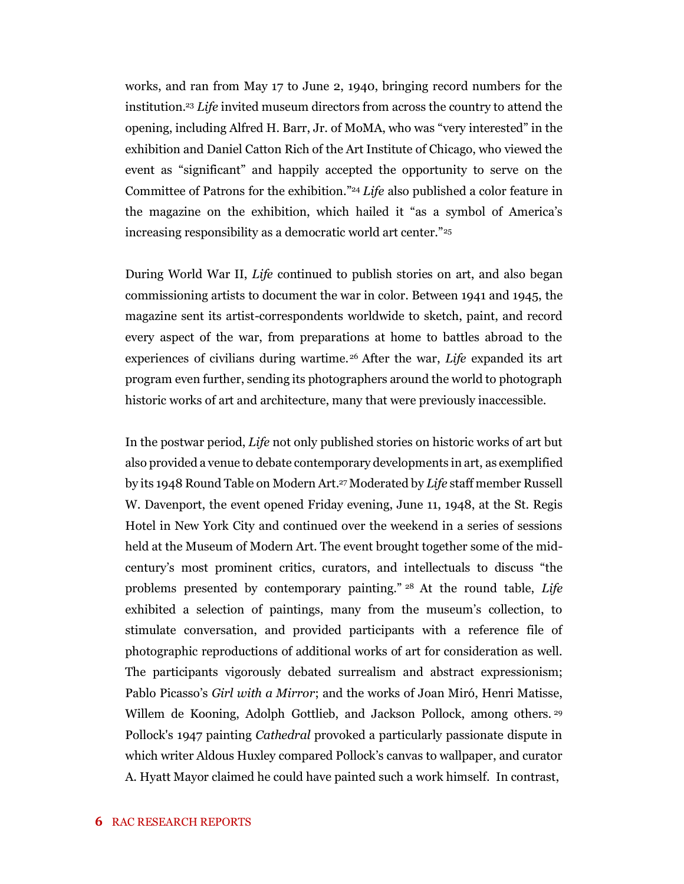works, and ran from May 17 to June 2, 1940, bringing record numbers for the institution.[23] *Life* invited museum directors from across the country to attend the opening, including Alfred H. Barr, Jr. of MoMA, who was "very interested" in the exhibition and Daniel Catton Rich of the Art Institute of Chicago, who viewed the event as "significant" and happily accepted the opportunity to serve on the Committee of Patrons for the exhibition."[24] *Life* also published a color feature in the magazine on the exhibition, which hailed it "as a symbol of America's increasing responsibility as a democratic world art center."[25]

During World War II, *Life* continued to publish stories on art, and also began commissioning artists to document the war in color. Between 1941 and 1945, the magazine sent its artist-correspondents worldwide to sketch, paint, and record every aspect of the war, from preparations at home to battles abroad to the experiences of civilians during wartime.[26] After the war, *Life* expanded its art program even further, sending its photographers around the world to photograph historic works of art and architecture, many that were previously inaccessible.

In the postwar period, *Life* not only published stories on historic works of art but also provided a venue to debate contemporary developments in art, as exemplified by its 1948 Round Table on Modern Art.[27] Moderated by *Life* staff member Russell W. Davenport, the event opened Friday evening, June 11, 1948, at the St. Regis Hotel in New York City and continued over the weekend in a series of sessions held at the Museum of Modern Art. The event brought together some of the mid-century's most prominent critics, curators, and intellectuals to discuss "the problems presented by contemporary painting."[28] At the round table, *Life* exhibited a selection of paintings, many from the museum's collection, to stimulate conversation, and provided participants with a reference file of photographic reproductions of additional works of art for consideration as well. The participants vigorously debated surrealism and abstract expressionism; Pablo Picasso's *Girl with a Mirror*; and the works of Joan Miró, Henri Matisse, Willem de Kooning, Adolph Gottlieb, and Jackson Pollock, among others.[29] Pollock's 1947 painting *Cathedral* provoked a particularly passionate dispute in which writer Aldous Huxley compared Pollock's canvas to wallpaper, and curator A. Hyatt Mayor claimed he could have painted such a work himself. In contrast,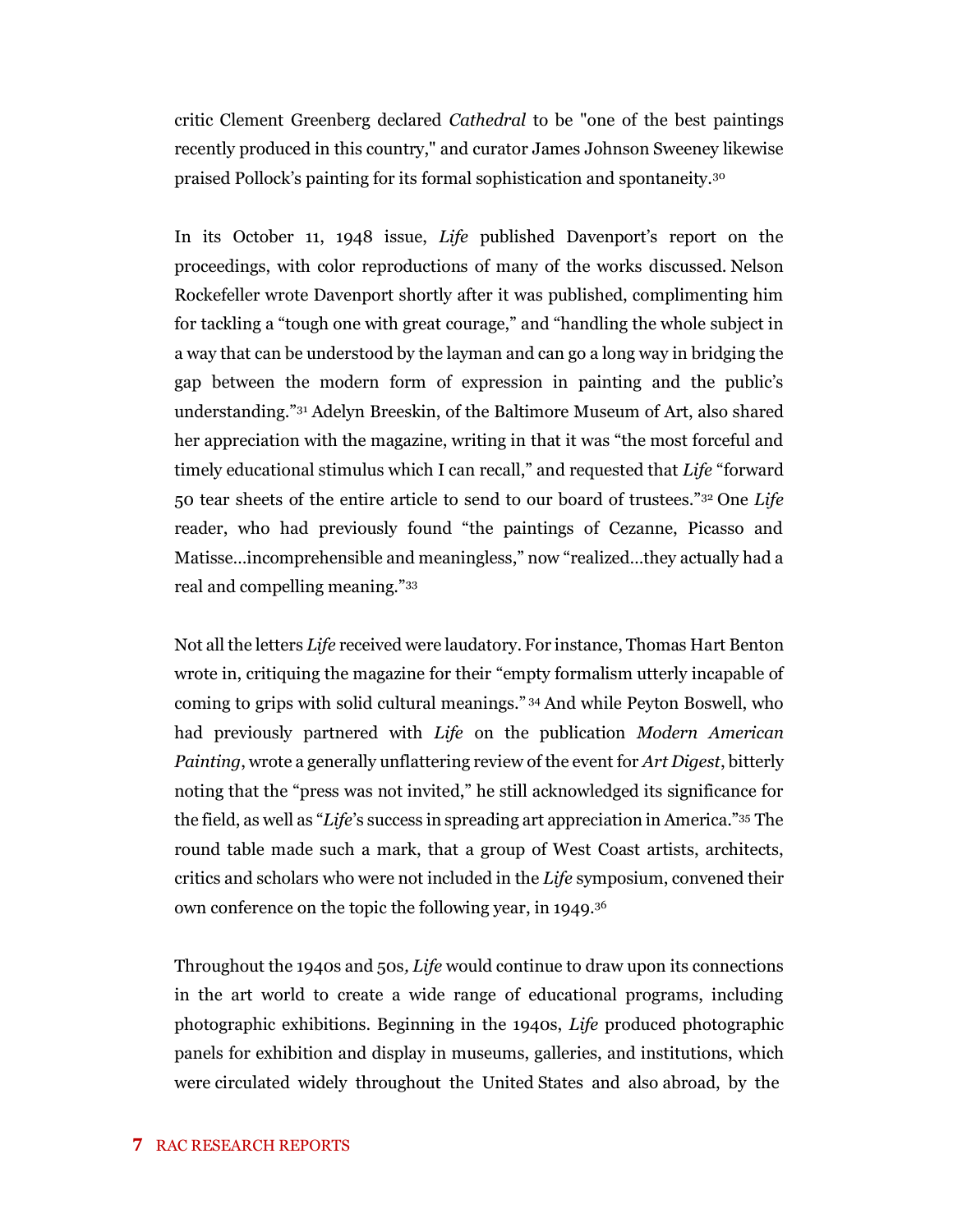critic Clement Greenberg declared *Cathedral* to be "one of the best paintings recently produced in this country," and curator James Johnson Sweeney likewise praised Pollock's painting for its formal sophistication and spontaneity.[30]

In its October 11, 1948 issue, *Life* published Davenport's report on the proceedings, with color reproductions of many of the works discussed. Nelson Rockefeller wrote Davenport shortly after it was published, complimenting him for tackling a "tough one with great courage," and "handling the whole subject in a way that can be understood by the layman and can go a long way in bridging the gap between the modern form of expression in painting and the public's understanding."[31] Adelyn Breeskin, of the Baltimore Museum of Art, also shared her appreciation with the magazine, writing in that it was "the most forceful and timely educational stimulus which I can recall," and requested that *Life* "forward 50 tear sheets of the entire article to send to our board of trustees."[32] One *Life* reader, who had previously found "the paintings of Cezanne, Picasso and Matisse…incomprehensible and meaningless," now "realized…they actually had a real and compelling meaning."[33]

Not all the letters *Life* received were laudatory. For instance, Thomas Hart Benton wrote in, critiquing the magazine for their "empty formalism utterly incapable of coming to grips with solid cultural meanings."[34] And while Peyton Boswell, who had previously partnered with *Life* on the publication *Modern American Painting*, wrote a generally unflattering review of the event for *Art Digest*, bitterly noting that the "press was not invited," he still acknowledged its significance for the field, as well as "*Life*'s success in spreading art appreciation in America."[35] The round table made such a mark, that a group of West Coast artists, architects, critics and scholars who were not included in the *Life* symposium, convened their own conference on the topic the following year, in 1949.[36]

Throughout the 1940s and 50s*, Life* would continue to draw upon its connections in the art world to create a wide range of educational programs, including photographic exhibitions. Beginning in the 1940s, *Life* produced photographic panels for exhibition and display in museums, galleries, and institutions, which were circulated widely throughout the United States and also abroad, by the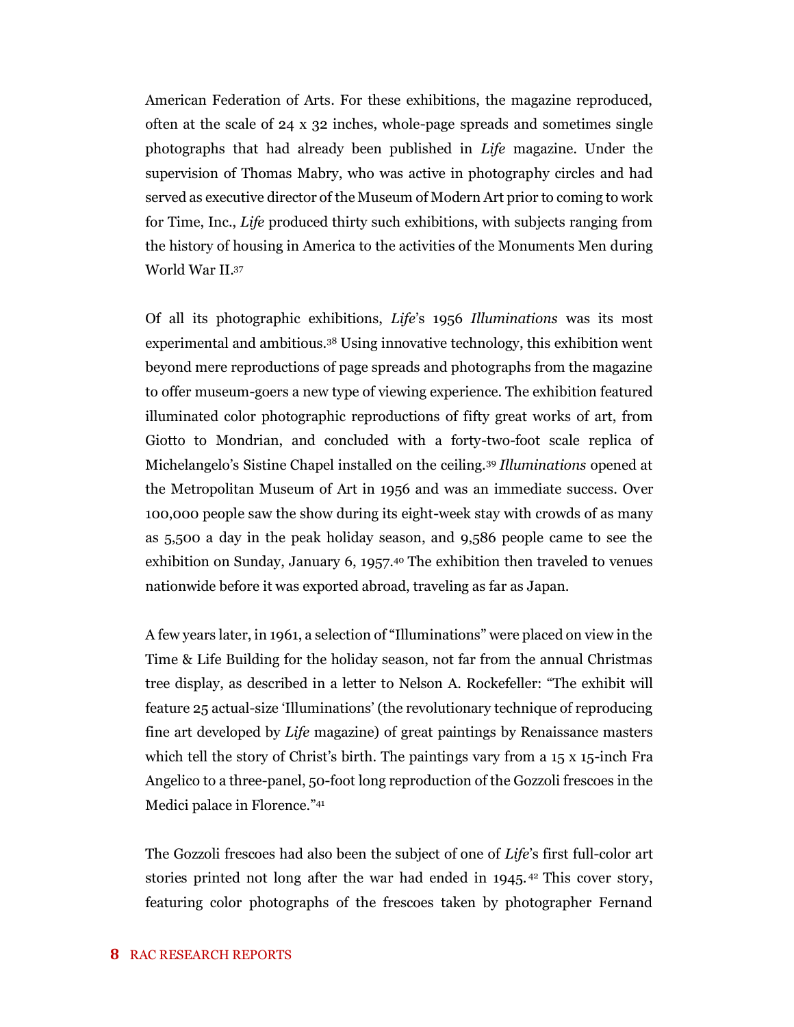American Federation of Arts. For these exhibitions, the magazine reproduced, often at the scale of 24 x 32 inches, whole-page spreads and sometimes single photographs that had already been published in *Life* magazine. Under the supervision of Thomas Mabry, who was active in photography circles and had served as executive director of the Museum of Modern Art prior to coming to work for Time, Inc., *Life* produced thirty such exhibitions, with subjects ranging from the history of housing in America to the activities of the Monuments Men during World War II.[37]

Of all its photographic exhibitions, *Life*'s 1956 *Illuminations* was its most experimental and ambitious.[38] Using innovative technology, this exhibition went beyond mere reproductions of page spreads and photographs from the magazine to offer museum-goers a new type of viewing experience. The exhibition featured illuminated color photographic reproductions of fifty great works of art, from Giotto to Mondrian, and concluded with a forty-two-foot scale replica of Michelangelo's Sistine Chapel installed on the ceiling.[39] *Illuminations* opened at the Metropolitan Museum of Art in 1956 and was an immediate success. Over 100,000 people saw the show during its eight-week stay with crowds of as many as 5,500 a day in the peak holiday season, and 9,586 people came to see the exhibition on Sunday, January 6, 1957.[40] The exhibition then traveled to venues nationwide before it was exported abroad, traveling as far as Japan.

A few years later, in 1961, a selection of "Illuminations" were placed on view in the Time & Life Building for the holiday season, not far from the annual Christmas tree display, as described in a letter to Nelson A. Rockefeller: "The exhibit will feature 25 actual-size 'Illuminations' (the revolutionary technique of reproducing fine art developed by *Life* magazine) of great paintings by Renaissance masters which tell the story of Christ's birth. The paintings vary from a 15 x 15-inch Fra Angelico to a three-panel, 50-foot long reproduction of the Gozzoli frescoes in the Medici palace in Florence."[41]

The Gozzoli frescoes had also been the subject of one of *Life*'s first full-color art stories printed not long after the war had ended in 1945.[42] This cover story, featuring color photographs of the frescoes taken by photographer Fernand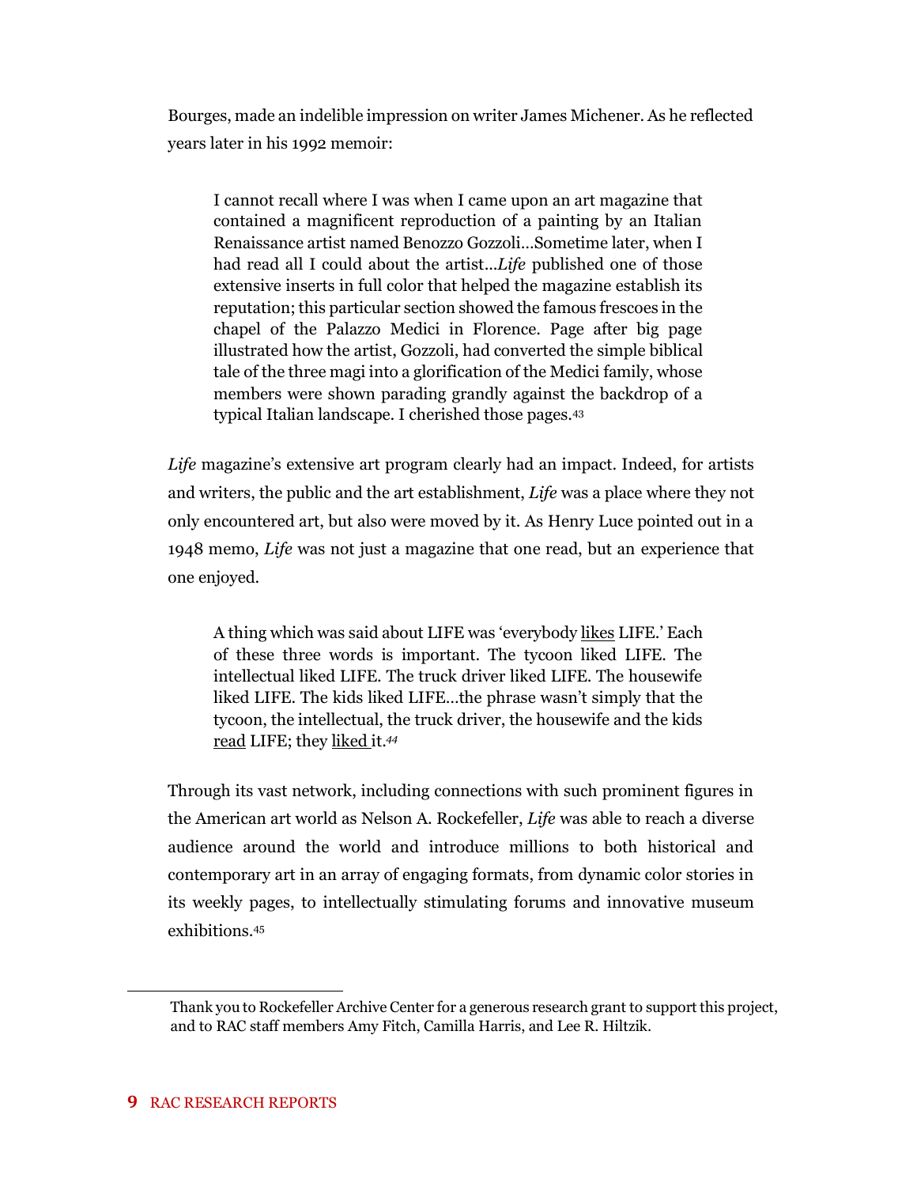Bourges, made an indelible impression on writer James Michener. As he reflected years later in his 1992 memoir:

> I cannot recall where I was when I came upon an art magazine that contained a magnificent reproduction of a painting by an Italian Renaissance artist named Benozzo Gozzoli…Sometime later, when I had read all I could about the artist…*Life* published one of those extensive inserts in full color that helped the magazine establish its reputation; this particular section showed the famous frescoes in the chapel of the Palazzo Medici in Florence. Page after big page illustrated how the artist, Gozzoli, had converted the simple biblical tale of the three magi into a glorification of the Medici family, whose members were shown parading grandly against the backdrop of a typical Italian landscape. I cherished those pages.[43]

*Life* magazine's extensive art program clearly had an impact. Indeed, for artists and writers, the public and the art establishment, *Life* was a place where they not only encountered art, but also were moved by it. As Henry Luce pointed out in a 1948 memo, *Life* was not just a magazine that one read, but an experience that one enjoyed.

> A thing which was said about LIFE was 'everybody <u>likes</u> LIFE.' Each of these three words is important. The tycoon liked LIFE. The intellectual liked LIFE. The truck driver liked LIFE. The housewife liked LIFE. The kids liked LIFE…the phrase wasn't simply that the tycoon, the intellectual, the truck driver, the housewife and the kids <u>read</u> LIFE; they <u>liked</u> it.[44]

Through its vast network, including connections with such prominent figures in the American art world as Nelson A. Rockefeller, *Life* was able to reach a diverse audience around the world and introduce millions to both historical and contemporary art in an array of engaging formats, from dynamic color stories in its weekly pages, to intellectually stimulating forums and innovative museum exhibitions.[45]

---

Thank you to Rockefeller Archive Center for a generous research grant to support this project, and to RAC staff members Amy Fitch, Camilla Harris, and Lee R. Hiltzik.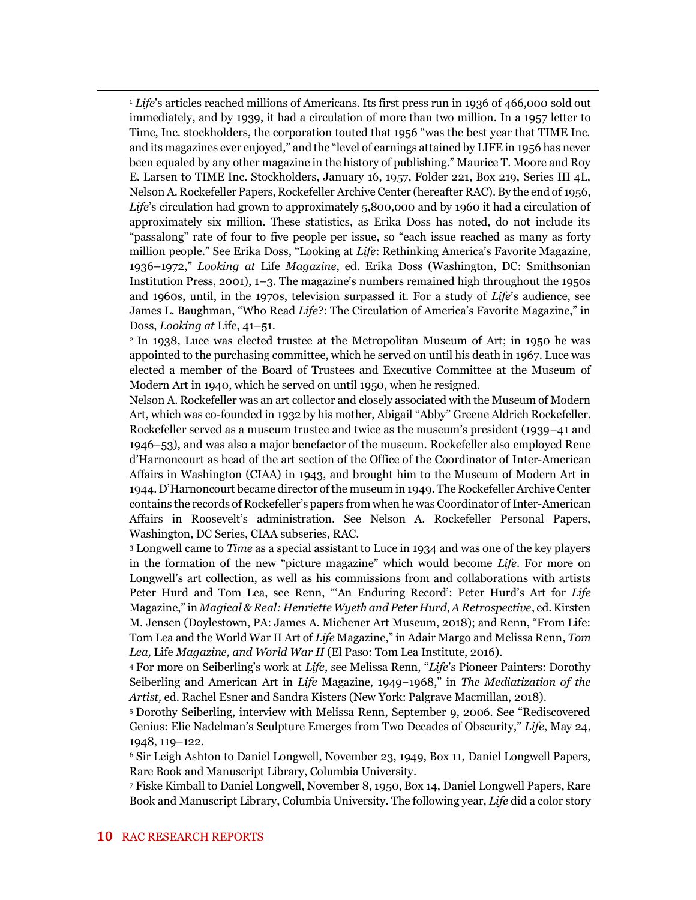[1] *Life*'s articles reached millions of Americans. Its first press run in 1936 of 466,000 sold out immediately, and by 1939, it had a circulation of more than two million. In a 1957 letter to Time, Inc. stockholders, the corporation touted that 1956 "was the best year that TIME Inc. and its magazines ever enjoyed," and the "level of earnings attained by LIFE in 1956 has never been equaled by any other magazine in the history of publishing." Maurice T. Moore and Roy E. Larsen to TIME Inc. Stockholders, January 16, 1957, Folder 221, Box 219, Series III 4L, Nelson A. Rockefeller Papers, Rockefeller Archive Center (hereafter RAC). By the end of 1956, *Life*'s circulation had grown to approximately 5,800,000 and by 1960 it had a circulation of approximately six million. These statistics, as Erika Doss has noted, do not include its "passalong" rate of four to five people per issue, so "each issue reached as many as forty million people." See Erika Doss, "Looking at *Life*: Rethinking America's Favorite Magazine, 1936–1972," *Looking at* Life *Magazine*, ed. Erika Doss (Washington, DC: Smithsonian Institution Press, 2001), 1–3. The magazine's numbers remained high throughout the 1950s and 1960s, until, in the 1970s, television surpassed it. For a study of *Life*'s audience, see James L. Baughman, "Who Read *Life*?: The Circulation of America's Favorite Magazine," in Doss, *Looking at* Life, 41–51.

[2] In 1938, Luce was elected trustee at the Metropolitan Museum of Art; in 1950 he was appointed to the purchasing committee, which he served on until his death in 1967. Luce was elected a member of the Board of Trustees and Executive Committee at the Museum of Modern Art in 1940, which he served on until 1950, when he resigned.

Nelson A. Rockefeller was an art collector and closely associated with the Museum of Modern Art, which was co-founded in 1932 by his mother, Abigail "Abby" Greene Aldrich Rockefeller. Rockefeller served as a museum trustee and twice as the museum's president (1939–41 and 1946–53), and was also a major benefactor of the museum. Rockefeller also employed Rene d'Harnoncourt as head of the art section of the Office of the Coordinator of Inter-American Affairs in Washington (CIAA) in 1943, and brought him to the Museum of Modern Art in 1944. D'Harnoncourt became director of the museum in 1949. The Rockefeller Archive Center contains the records of Rockefeller's papers from when he was Coordinator of Inter-American Affairs in Roosevelt's administration. See Nelson A. Rockefeller Personal Papers, Washington, DC Series, CIAA subseries, RAC.

[3] Longwell came to *Time* as a special assistant to Luce in 1934 and was one of the key players in the formation of the new "picture magazine" which would become *Life*. For more on Longwell's art collection, as well as his commissions from and collaborations with artists Peter Hurd and Tom Lea, see Renn, "'An Enduring Record': Peter Hurd's Art for *Life* Magazine," in *Magical & Real: Henriette Wyeth and Peter Hurd, A Retrospective*, ed. Kirsten M. Jensen (Doylestown, PA: James A. Michener Art Museum, 2018); and Renn, "From Life: Tom Lea and the World War II Art of *Life* Magazine," in Adair Margo and Melissa Renn, *Tom Lea,* Life *Magazine, and World War II* (El Paso: Tom Lea Institute, 2016).

[4] For more on Seiberling's work at *Life*, see Melissa Renn, "*Life*'s Pioneer Painters: Dorothy Seiberling and American Art in *Life* Magazine, 1949–1968," in *The Mediatization of the Artist,* ed. Rachel Esner and Sandra Kisters (New York: Palgrave Macmillan, 2018).

[5] Dorothy Seiberling, interview with Melissa Renn, September 9, 2006. See "Rediscovered Genius: Elie Nadelman's Sculpture Emerges from Two Decades of Obscurity," *Life*, May 24, 1948, 119–122.

[6] Sir Leigh Ashton to Daniel Longwell, November 23, 1949, Box 11, Daniel Longwell Papers, Rare Book and Manuscript Library, Columbia University.

[7] Fiske Kimball to Daniel Longwell, November 8, 1950, Box 14, Daniel Longwell Papers, Rare Book and Manuscript Library, Columbia University. The following year, *Life* did a color story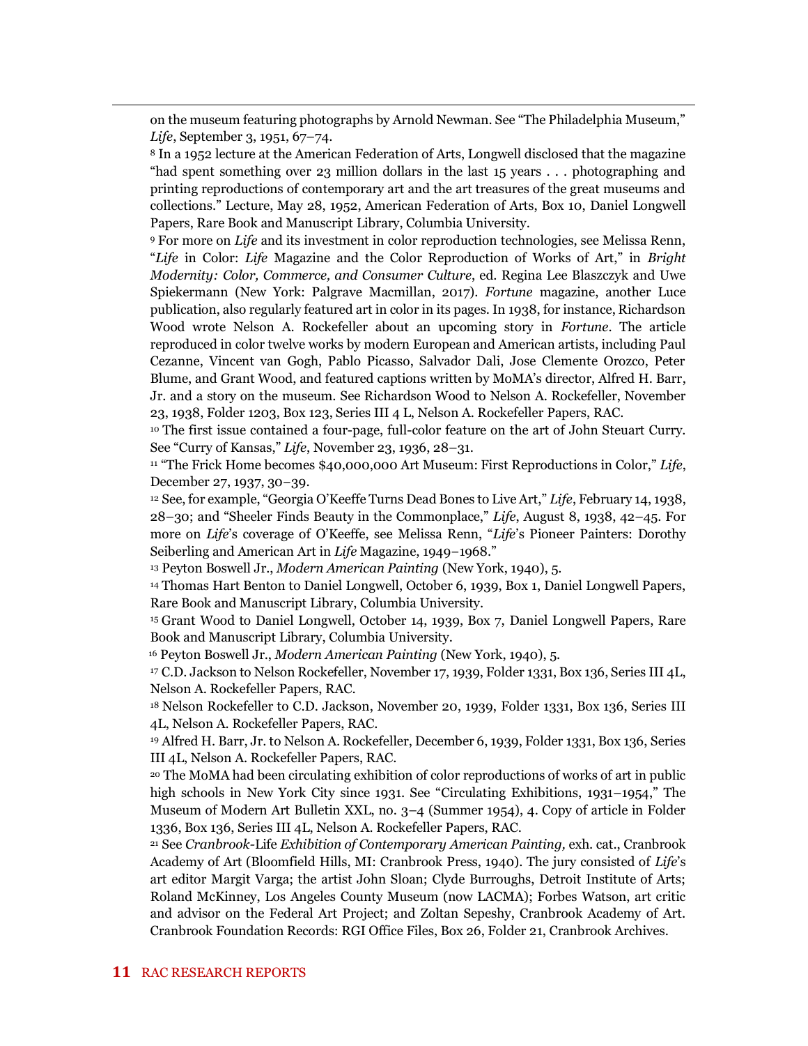on the museum featuring photographs by Arnold Newman. See "The Philadelphia Museum," *Life*, September 3, 1951, 67–74.

[8] In a 1952 lecture at the American Federation of Arts, Longwell disclosed that the magazine "had spent something over 23 million dollars in the last 15 years . . . photographing and printing reproductions of contemporary art and the art treasures of the great museums and collections." Lecture, May 28, 1952, American Federation of Arts, Box 10, Daniel Longwell Papers, Rare Book and Manuscript Library, Columbia University.

[9] For more on *Life* and its investment in color reproduction technologies, see Melissa Renn, "*Life* in Color: *Life* Magazine and the Color Reproduction of Works of Art," in *Bright Modernity: Color, Commerce, and Consumer Culture*, ed. Regina Lee Blaszczyk and Uwe Spiekermann (New York: Palgrave Macmillan, 2017). *Fortune* magazine, another Luce publication, also regularly featured art in color in its pages. In 1938, for instance, Richardson Wood wrote Nelson A. Rockefeller about an upcoming story in *Fortune*. The article reproduced in color twelve works by modern European and American artists, including Paul Cezanne, Vincent van Gogh, Pablo Picasso, Salvador Dali, Jose Clemente Orozco, Peter Blume, and Grant Wood, and featured captions written by MoMA's director, Alfred H. Barr, Jr. and a story on the museum. See Richardson Wood to Nelson A. Rockefeller, November 23, 1938, Folder 1203, Box 123, Series III 4 L, Nelson A. Rockefeller Papers, RAC.

[10] The first issue contained a four-page, full-color feature on the art of John Steuart Curry. See "Curry of Kansas," *Life*, November 23, 1936, 28–31.

[11] "The Frick Home becomes $40,000,000 Art Museum: First Reproductions in Color," *Life*, December 27, 1937, 30–39.

[12] See, for example, "Georgia O'Keeffe Turns Dead Bones to Live Art," *Life*, February 14, 1938, 28–30; and "Sheeler Finds Beauty in the Commonplace," *Life*, August 8, 1938, 42–45. For more on *Life*'s coverage of O'Keeffe, see Melissa Renn, "*Life*'s Pioneer Painters: Dorothy Seiberling and American Art in *Life* Magazine, 1949–1968."

[13] Peyton Boswell Jr., *Modern American Painting* (New York, 1940), 5.

[14] Thomas Hart Benton to Daniel Longwell, October 6, 1939, Box 1, Daniel Longwell Papers, Rare Book and Manuscript Library, Columbia University.

[15] Grant Wood to Daniel Longwell, October 14, 1939, Box 7, Daniel Longwell Papers, Rare Book and Manuscript Library, Columbia University.

[16] Peyton Boswell Jr., *Modern American Painting* (New York, 1940), 5.

[17] C.D. Jackson to Nelson Rockefeller, November 17, 1939, Folder 1331, Box 136, Series III 4L, Nelson A. Rockefeller Papers, RAC.

[18] Nelson Rockefeller to C.D. Jackson, November 20, 1939, Folder 1331, Box 136, Series III 4L, Nelson A. Rockefeller Papers, RAC.

[19] Alfred H. Barr, Jr. to Nelson A. Rockefeller, December 6, 1939, Folder 1331, Box 136, Series III 4L, Nelson A. Rockefeller Papers, RAC.

[20] The MoMA had been circulating exhibition of color reproductions of works of art in public high schools in New York City since 1931. See "Circulating Exhibitions, 1931–1954," The Museum of Modern Art Bulletin XXL, no. 3–4 (Summer 1954), 4. Copy of article in Folder 1336, Box 136, Series III 4L, Nelson A. Rockefeller Papers, RAC.

[21] See *Cranbrook*-Life *Exhibition of Contemporary American Painting,* exh. cat., Cranbrook Academy of Art (Bloomfield Hills, MI: Cranbrook Press, 1940). The jury consisted of *Life*'s art editor Margit Varga; the artist John Sloan; Clyde Burroughs, Detroit Institute of Arts; Roland McKinney, Los Angeles County Museum (now LACMA); Forbes Watson, art critic and advisor on the Federal Art Project; and Zoltan Sepeshy, Cranbrook Academy of Art. Cranbrook Foundation Records: RGI Office Files, Box 26, Folder 21, Cranbrook Archives.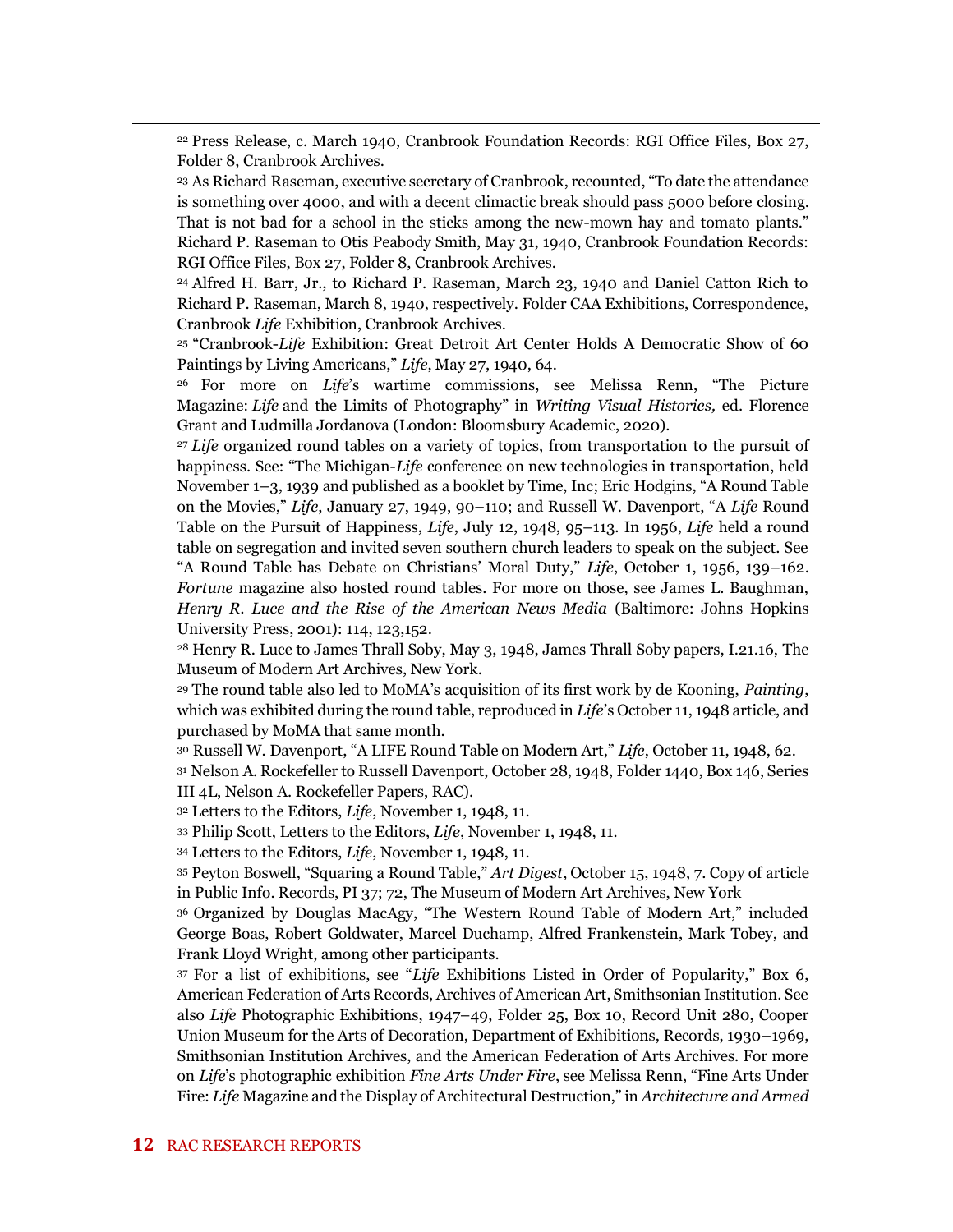[22] Press Release, c. March 1940, Cranbrook Foundation Records: RGI Office Files, Box 27, Folder 8, Cranbrook Archives.

[23] As Richard Raseman, executive secretary of Cranbrook, recounted, "To date the attendance is something over 4000, and with a decent climactic break should pass 5000 before closing. That is not bad for a school in the sticks among the new-mown hay and tomato plants." Richard P. Raseman to Otis Peabody Smith, May 31, 1940, Cranbrook Foundation Records: RGI Office Files, Box 27, Folder 8, Cranbrook Archives.

[24] Alfred H. Barr, Jr., to Richard P. Raseman, March 23, 1940 and Daniel Catton Rich to Richard P. Raseman, March 8, 1940, respectively. Folder CAA Exhibitions, Correspondence, Cranbrook *Life* Exhibition, Cranbrook Archives.

[25] "Cranbrook-*Life* Exhibition: Great Detroit Art Center Holds A Democratic Show of 60 Paintings by Living Americans," *Life*, May 27, 1940, 64.

[26] For more on *Life*'s wartime commissions, see Melissa Renn, "The Picture Magazine: *Life* and the Limits of Photography" in *Writing Visual Histories,* ed. Florence Grant and Ludmilla Jordanova (London: Bloomsbury Academic, 2020).

[27] *Life* organized round tables on a variety of topics, from transportation to the pursuit of happiness. See: "The Michigan-*Life* conference on new technologies in transportation, held November 1–3, 1939 and published as a booklet by Time, Inc; Eric Hodgins, "A Round Table on the Movies," *Life*, January 27, 1949, 90–110; and Russell W. Davenport, "A *Life* Round Table on the Pursuit of Happiness, *Life*, July 12, 1948, 95–113. In 1956, *Life* held a round table on segregation and invited seven southern church leaders to speak on the subject. See "A Round Table has Debate on Christians' Moral Duty," *Life*, October 1, 1956, 139–162. *Fortune* magazine also hosted round tables. For more on those, see James L. Baughman, *Henry R. Luce and the Rise of the American News Media* (Baltimore: Johns Hopkins University Press, 2001): 114, 123,152.

[28] Henry R. Luce to James Thrall Soby, May 3, 1948, James Thrall Soby papers, I.21.16, The Museum of Modern Art Archives, New York.

[29] The round table also led to MoMA's acquisition of its first work by de Kooning, *Painting*, which was exhibited during the round table, reproduced in *Life*'s October 11, 1948 article, and purchased by MoMA that same month.

[30] Russell W. Davenport, "A LIFE Round Table on Modern Art," *Life*, October 11, 1948, 62.

[31] Nelson A. Rockefeller to Russell Davenport, October 28, 1948, Folder 1440, Box 146, Series III 4L, Nelson A. Rockefeller Papers, RAC).

[32] Letters to the Editors, *Life*, November 1, 1948, 11.

[33] Philip Scott, Letters to the Editors, *Life*, November 1, 1948, 11.

[34] Letters to the Editors, *Life*, November 1, 1948, 11.

[35] Peyton Boswell, "Squaring a Round Table," *Art Digest*, October 15, 1948, 7. Copy of article in Public Info. Records, PI 37; 72, The Museum of Modern Art Archives, New York

[36] Organized by Douglas MacAgy, "The Western Round Table of Modern Art," included George Boas, Robert Goldwater, Marcel Duchamp, Alfred Frankenstein, Mark Tobey, and Frank Lloyd Wright, among other participants.

[37] For a list of exhibitions, see "*Life* Exhibitions Listed in Order of Popularity," Box 6, American Federation of Arts Records, Archives of American Art, Smithsonian Institution. See also *Life* Photographic Exhibitions, 1947–49, Folder 25, Box 10, Record Unit 280, Cooper Union Museum for the Arts of Decoration, Department of Exhibitions, Records, 1930–1969, Smithsonian Institution Archives, and the American Federation of Arts Archives. For more on *Life*'s photographic exhibition *Fine Arts Under Fire*, see Melissa Renn, "Fine Arts Under Fire: *Life* Magazine and the Display of Architectural Destruction," in *Architecture and Armed*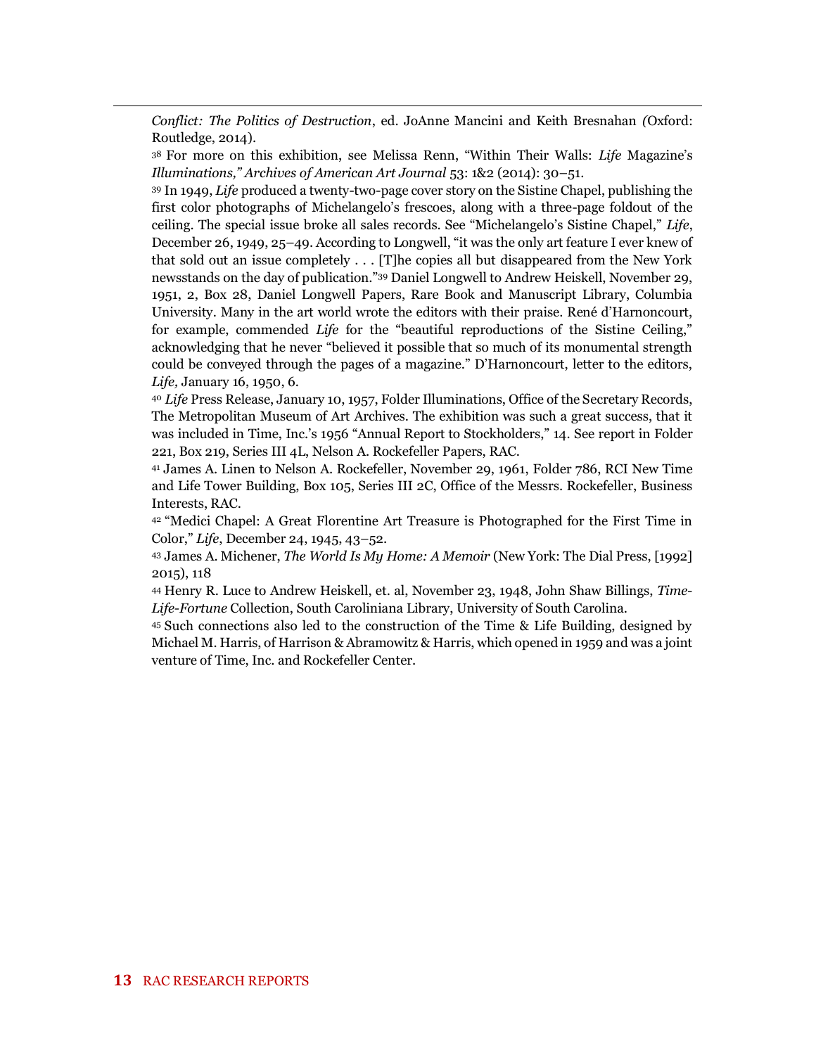*Conflict: The Politics of Destruction*, ed. JoAnne Mancini and Keith Bresnahan (Oxford: Routledge, 2014).

[38] For more on this exhibition, see Melissa Renn, "Within Their Walls: *Life* Magazine's *Illuminations," Archives of American Art Journal* 53: 1&2 (2014): 30–51.

[39] In 1949, *Life* produced a twenty-two-page cover story on the Sistine Chapel, publishing the first color photographs of Michelangelo's frescoes, along with a three-page foldout of the ceiling. The special issue broke all sales records. See "Michelangelo's Sistine Chapel," *Life*, December 26, 1949, 25–49. According to Longwell, "it was the only art feature I ever knew of that sold out an issue completely . . . [T]he copies all but disappeared from the New York newsstands on the day of publication."[39] Daniel Longwell to Andrew Heiskell, November 29, 1951, 2, Box 28, Daniel Longwell Papers, Rare Book and Manuscript Library, Columbia University. Many in the art world wrote the editors with their praise. René d'Harnoncourt, for example, commended *Life* for the "beautiful reproductions of the Sistine Ceiling," acknowledging that he never "believed it possible that so much of its monumental strength could be conveyed through the pages of a magazine." D'Harnoncourt, letter to the editors, *Life,* January 16, 1950, 6.

[40] *Life* Press Release, January 10, 1957, Folder Illuminations, Office of the Secretary Records, The Metropolitan Museum of Art Archives. The exhibition was such a great success, that it was included in Time, Inc.'s 1956 "Annual Report to Stockholders," 14. See report in Folder 221, Box 219, Series III 4L, Nelson A. Rockefeller Papers, RAC.

[41] James A. Linen to Nelson A. Rockefeller, November 29, 1961, Folder 786, RCI New Time and Life Tower Building, Box 105, Series III 2C, Office of the Messrs. Rockefeller, Business Interests, RAC.

[42] "Medici Chapel: A Great Florentine Art Treasure is Photographed for the First Time in Color," *Life*, December 24, 1945, 43–52.

[43] James A. Michener, *The World Is My Home: A Memoir* (New York: The Dial Press, [1992] 2015), 118

[44] Henry R. Luce to Andrew Heiskell, et. al, November 23, 1948, John Shaw Billings, *Time-Life-Fortune* Collection, South Caroliniana Library, University of South Carolina.

[45] Such connections also led to the construction of the Time & Life Building, designed by Michael M. Harris, of Harrison & Abramowitz & Harris, which opened in 1959 and was a joint venture of Time, Inc. and Rockefeller Center.